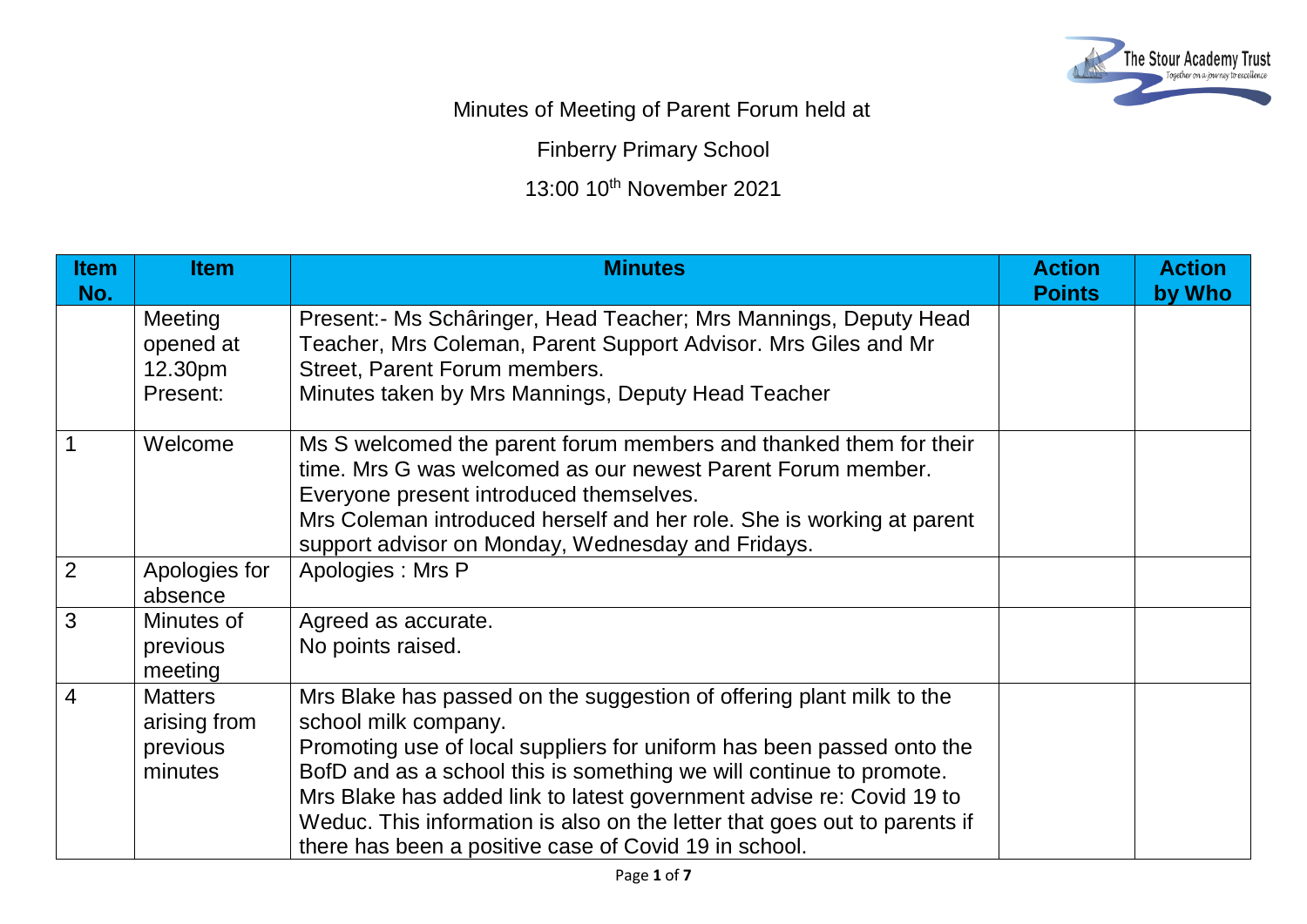Minutes of Meeting of Parent Forum held at

Finberry Primary School

13:00 10th November 2021

| Item No. | Item | Minutes | Action Points | Action by Who |
|---|---|---|---|---|
| | Meeting opened at 12.30pm Present: | Present:- Ms Schâringer, Head Teacher; Mrs Mannings, Deputy Head Teacher, Mrs Coleman, Parent Support Advisor. Mrs Giles and Mr Street, Parent Forum members.<br>Minutes taken by Mrs Mannings, Deputy Head Teacher | | |
| 1 | Welcome | Ms S welcomed the parent forum members and thanked them for their time. Mrs G was welcomed as our newest Parent Forum member. Everyone present introduced themselves.<br>Mrs Coleman introduced herself and her role. She is working at parent support advisor on Monday, Wednesday and Fridays. | | |
| 2 | Apologies for absence | Apologies : Mrs P | | |
| 3 | Minutes of previous meeting | Agreed as accurate.<br>No points raised. | | |
| 4 | Matters arising from previous minutes | Mrs Blake has passed on the suggestion of offering plant milk to the school milk company.<br>Promoting use of local suppliers for uniform has been passed onto the BofD and as a school this is something we will continue to promote.<br>Mrs Blake has added link to latest government advise re: Covid 19 to Weduc. This information is also on the letter that goes out to parents if there has been a positive case of Covid 19 in school. | | |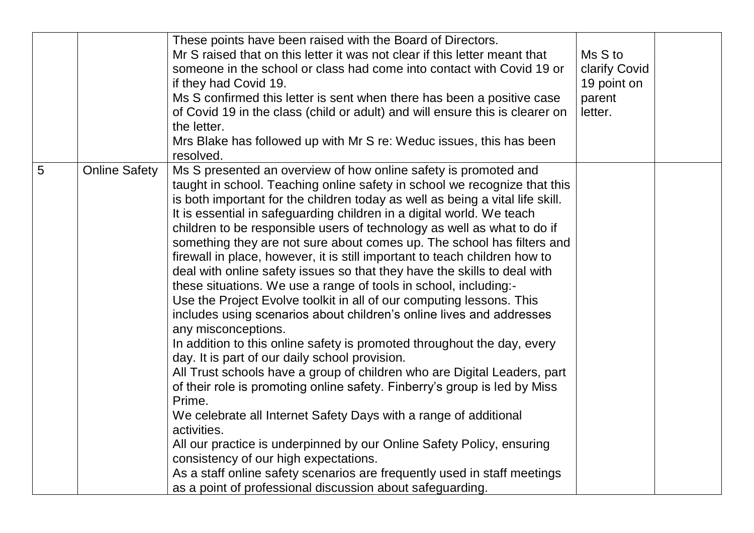|  |  |  |  |  |
| --- | --- | --- | --- | --- |
|  |  | These points have been raised with the Board of Directors.<br>Mr S raised that on this letter it was not clear if this letter meant that someone in the school or class had come into contact with Covid 19 or if they had Covid 19.<br>Ms S confirmed this letter is sent when there has been a positive case of Covid 19 in the class (child or adult) and will ensure this is clearer on the letter.<br>Mrs Blake has followed up with Mr S re: Weduc issues, this has been resolved. | Ms S to clarify Covid 19 point on parent letter. |  |
| 5 | Online Safety | Ms S presented an overview of how online safety is promoted and taught in school. Teaching online safety in school we recognize that this is both important for the children today as well as being a vital life skill. It is essential in safeguarding children in a digital world. We teach children to be responsible users of technology as well as what to do if something they are not sure about comes up. The school has filters and firewall in place, however, it is still important to teach children how to deal with online safety issues so that they have the skills to deal with these situations. We use a range of tools in school, including:-<br>Use the Project Evolve toolkit in all of our computing lessons. This includes using scenarios about children's online lives and addresses any misconceptions.<br>In addition to this online safety is promoted throughout the day, every day. It is part of our daily school provision.<br>All Trust schools have a group of children who are Digital Leaders, part of their role is promoting online safety. Finberry's group is led by Miss Prime.<br>We celebrate all Internet Safety Days with a range of additional activities.<br>All our practice is underpinned by our Online Safety Policy, ensuring consistency of our high expectations.<br>As a staff online safety scenarios are frequently used in staff meetings as a point of professional discussion about safeguarding. |  |  |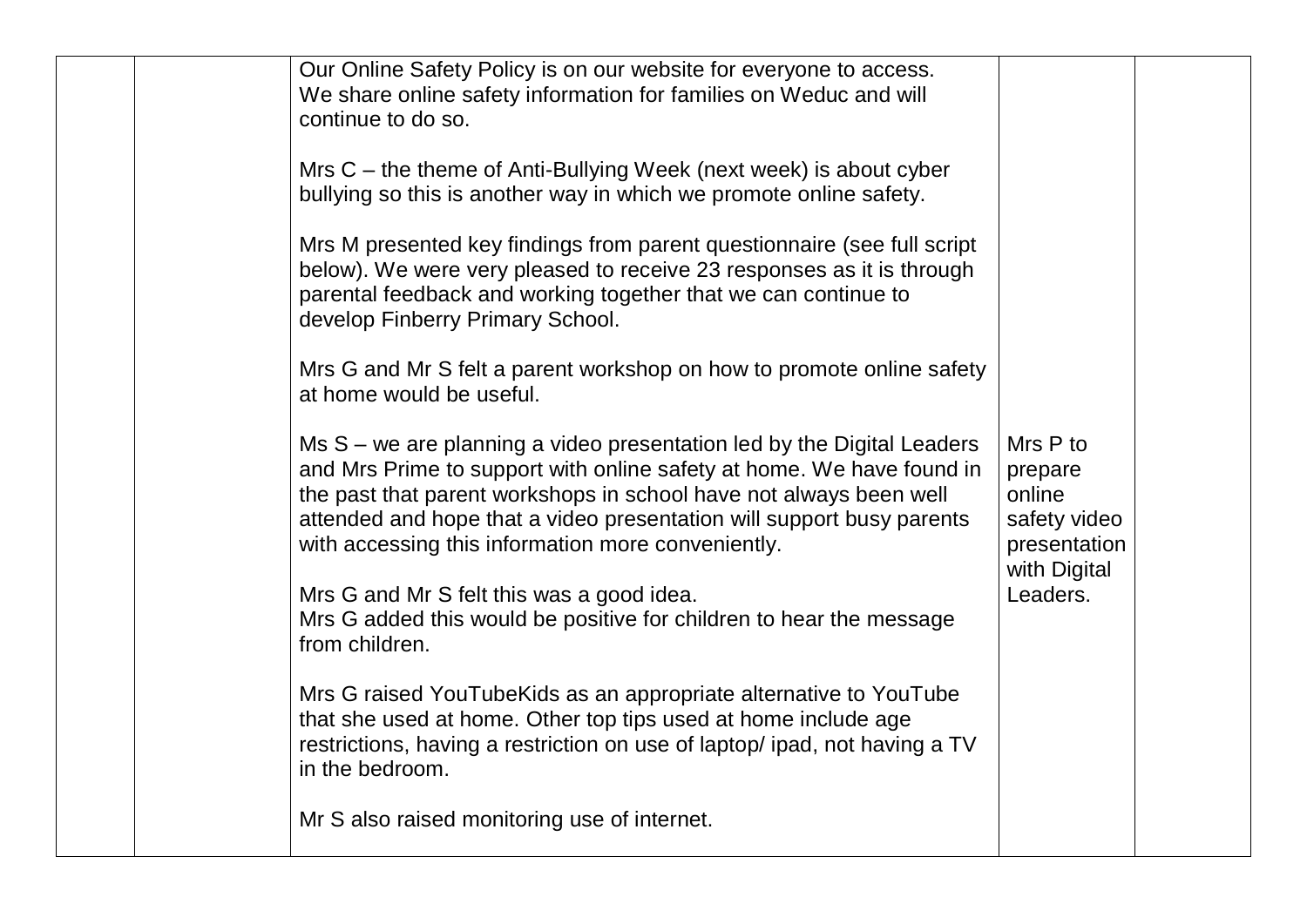| | | | | |
|---|---|---|---|---|
| | | Our Online Safety Policy is on our website for everyone to access.<br>We share online safety information for families on Weduc and will continue to do so.<br><br>Mrs C – the theme of Anti-Bullying Week (next week) is about cyber bullying so this is another way in which we promote online safety.<br><br>Mrs M presented key findings from parent questionnaire (see full script below). We were very pleased to receive 23 responses as it is through parental feedback and working together that we can continue to develop Finberry Primary School.<br><br>Mrs G and Mr S felt a parent workshop on how to promote online safety at home would be useful.<br><br>Ms S – we are planning a video presentation led by the Digital Leaders and Mrs Prime to support with online safety at home. We have found in the past that parent workshops in school have not always been well attended and hope that a video presentation will support busy parents with accessing this information more conveniently.<br><br>Mrs G and Mr S felt this was a good idea.<br>Mrs G added this would be positive for children to hear the message from children.<br><br>Mrs G raised YouTubeKids as an appropriate alternative to YouTube that she used at home. Other top tips used at home include age restrictions, having a restriction on use of laptop/ ipad, not having a TV in the bedroom.<br><br>Mr S also raised monitoring use of internet. | Mrs P to prepare online safety video presentation with Digital Leaders. | |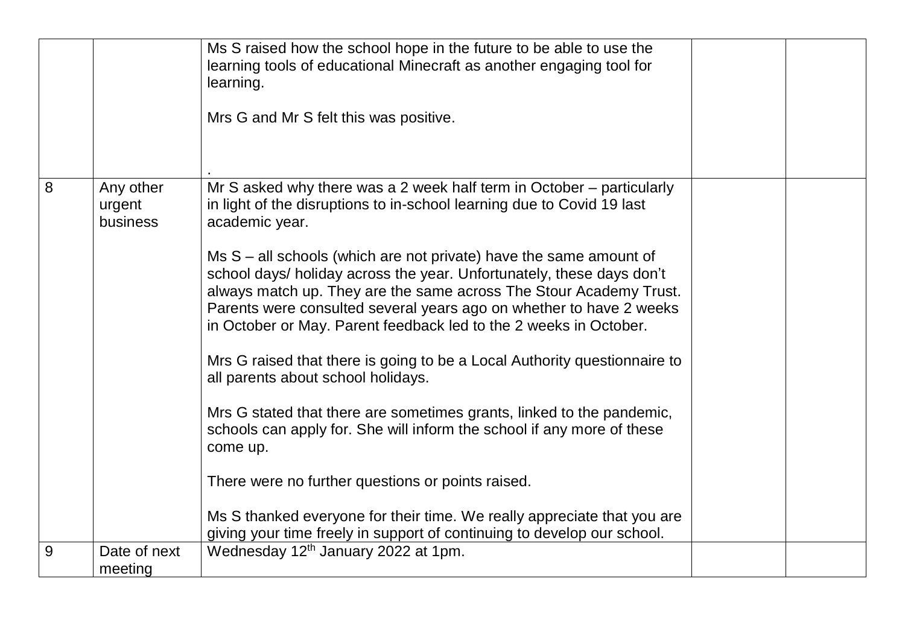| | | | | |
|---|---|---|---|---|
| | | Ms S raised how the school hope in the future to be able to use the learning tools of educational Minecraft as another engaging tool for learning.<br><br>Mrs G and Mr S felt this was positive.<br><br>. | | |
| 8 | Any other urgent business | Mr S asked why there was a 2 week half term in October – particularly in light of the disruptions to in-school learning due to Covid 19 last academic year.<br><br>Ms S – all schools (which are not private) have the same amount of school days/ holiday across the year. Unfortunately, these days don't always match up. They are the same across The Stour Academy Trust. Parents were consulted several years ago on whether to have 2 weeks in October or May. Parent feedback led to the 2 weeks in October.<br><br>Mrs G raised that there is going to be a Local Authority questionnaire to all parents about school holidays.<br><br>Mrs G stated that there are sometimes grants, linked to the pandemic, schools can apply for. She will inform the school if any more of these come up.<br><br>There were no further questions or points raised.<br><br>Ms S thanked everyone for their time. We really appreciate that you are giving your time freely in support of continuing to develop our school. | | |
| 9 | Date of next meeting | Wednesday 12th January 2022 at 1pm. | | |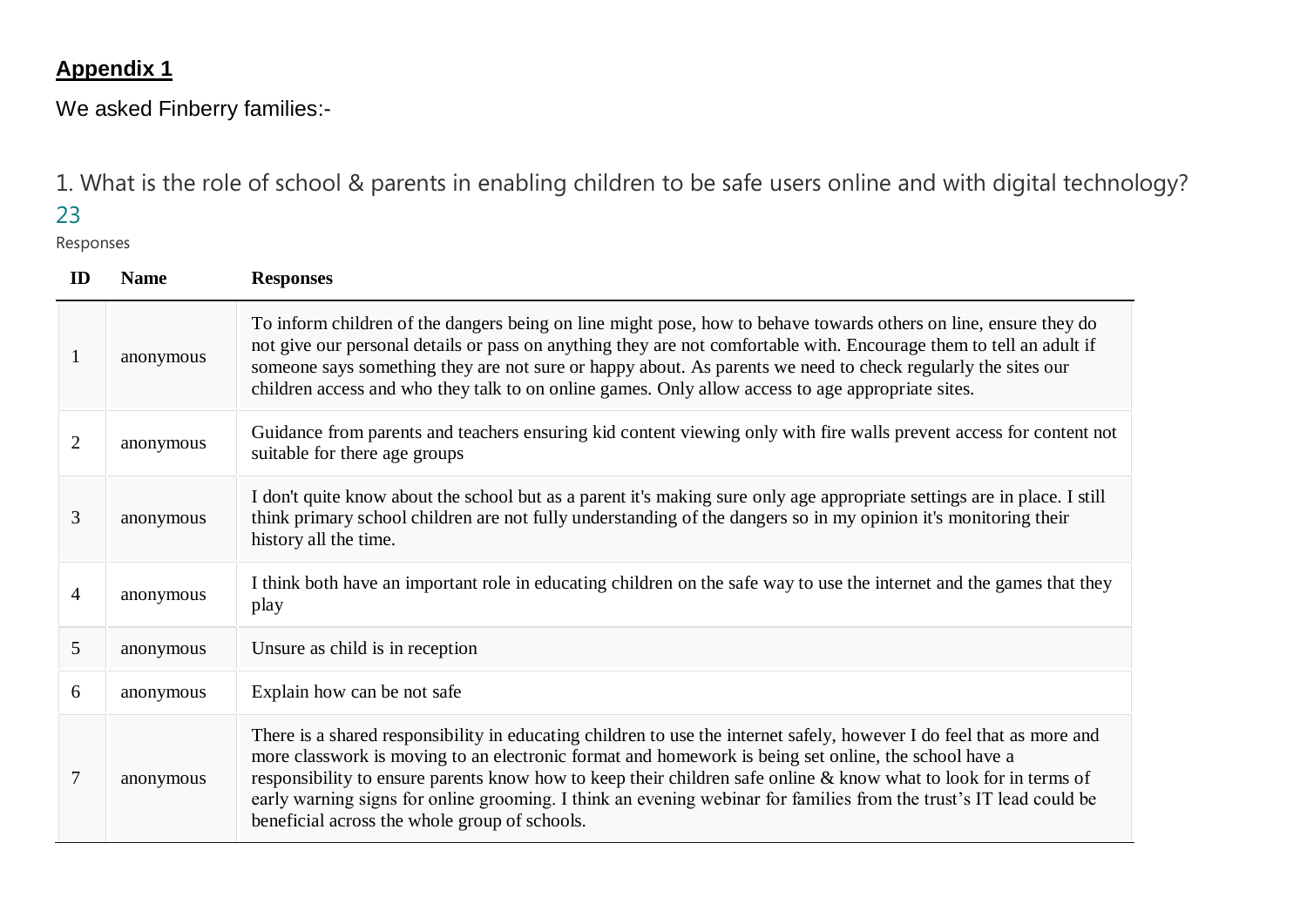## **Appendix 1**

We asked Finberry families:-

1. What is the role of school & parents in enabling children to be safe users online and with digital technology?

23

Responses

| ID | Name | Responses |
|---|---|---|
| 1 | anonymous | To inform children of the dangers being on line might pose, how to behave towards others on line, ensure they do not give our personal details or pass on anything they are not comfortable with. Encourage them to tell an adult if someone says something they are not sure or happy about. As parents we need to check regularly the sites our children access and who they talk to on online games. Only allow access to age appropriate sites. |
| 2 | anonymous | Guidance from parents and teachers ensuring kid content viewing only with fire walls prevent access for content not suitable for there age groups |
| 3 | anonymous | I don't quite know about the school but as a parent it's making sure only age appropriate settings are in place. I still think primary school children are not fully understanding of the dangers so in my opinion it's monitoring their history all the time. |
| 4 | anonymous | I think both have an important role in educating children on the safe way to use the internet and the games that they play |
| 5 | anonymous | Unsure as child is in reception |
| 6 | anonymous | Explain how can be not safe |
| 7 | anonymous | There is a shared responsibility in educating children to use the internet safely, however I do feel that as more and more classwork is moving to an electronic format and homework is being set online, the school have a responsibility to ensure parents know how to keep their children safe online & know what to look for in terms of early warning signs for online grooming. I think an evening webinar for families from the trust's IT lead could be beneficial across the whole group of schools. |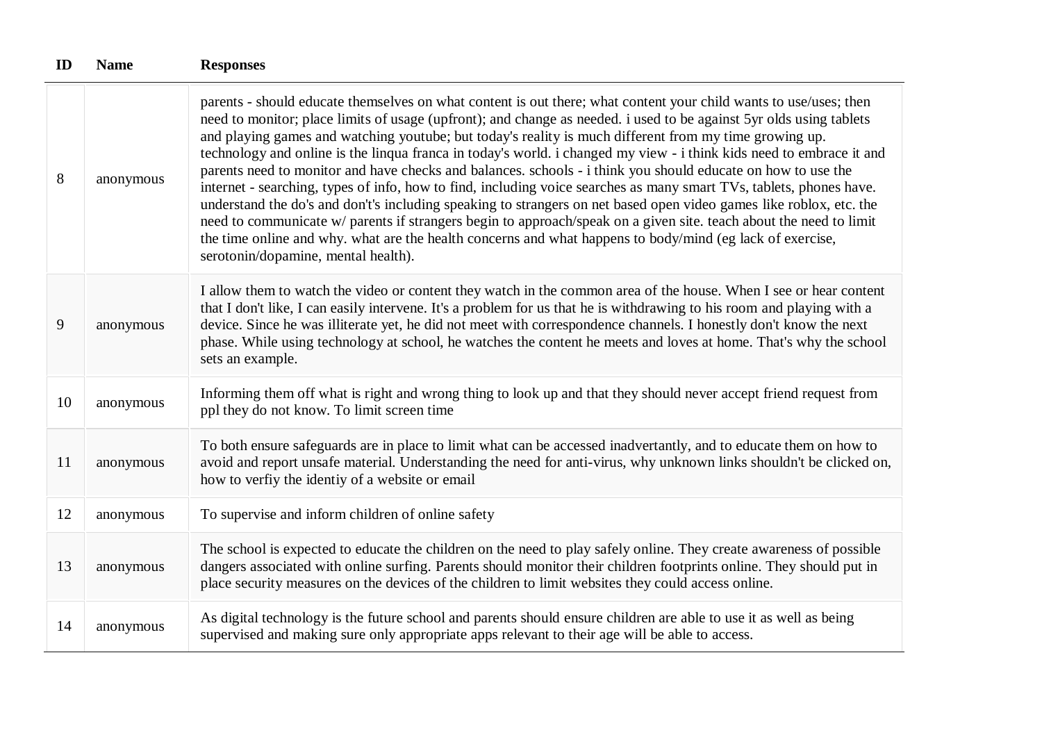| ID | Name | Responses |
|---|---|---|
| 8 | anonymous | parents - should educate themselves on what content is out there; what content your child wants to use/uses; then need to monitor; place limits of usage (upfront); and change as needed. i used to be against 5yr olds using tablets and playing games and watching youtube; but today's reality is much different from my time growing up. technology and online is the linqua franca in today's world. i changed my view - i think kids need to embrace it and parents need to monitor and have checks and balances. schools - i think you should educate on how to use the internet - searching, types of info, how to find, including voice searches as many smart TVs, tablets, phones have. understand the do's and don't's including speaking to strangers on net based open video games like roblox, etc. the need to communicate w/ parents if strangers begin to approach/speak on a given site. teach about the need to limit the time online and why. what are the health concerns and what happens to body/mind (eg lack of exercise, serotonin/dopamine, mental health). |
| 9 | anonymous | I allow them to watch the video or content they watch in the common area of the house. When I see or hear content that I don't like, I can easily intervene. It's a problem for us that he is withdrawing to his room and playing with a device. Since he was illiterate yet, he did not meet with correspondence channels. I honestly don't know the next phase. While using technology at school, he watches the content he meets and loves at home. That's why the school sets an example. |
| 10 | anonymous | Informing them off what is right and wrong thing to look up and that they should never accept friend request from ppl they do not know. To limit screen time |
| 11 | anonymous | To both ensure safeguards are in place to limit what can be accessed inadvertantly, and to educate them on how to avoid and report unsafe material. Understanding the need for anti-virus, why unknown links shouldn't be clicked on, how to verfiy the identiy of a website or email |
| 12 | anonymous | To supervise and inform children of online safety |
| 13 | anonymous | The school is expected to educate the children on the need to play safely online. They create awareness of possible dangers associated with online surfing. Parents should monitor their children footprints online. They should put in place security measures on the devices of the children to limit websites they could access online. |
| 14 | anonymous | As digital technology is the future school and parents should ensure children are able to use it as well as being supervised and making sure only appropriate apps relevant to their age will be able to access. |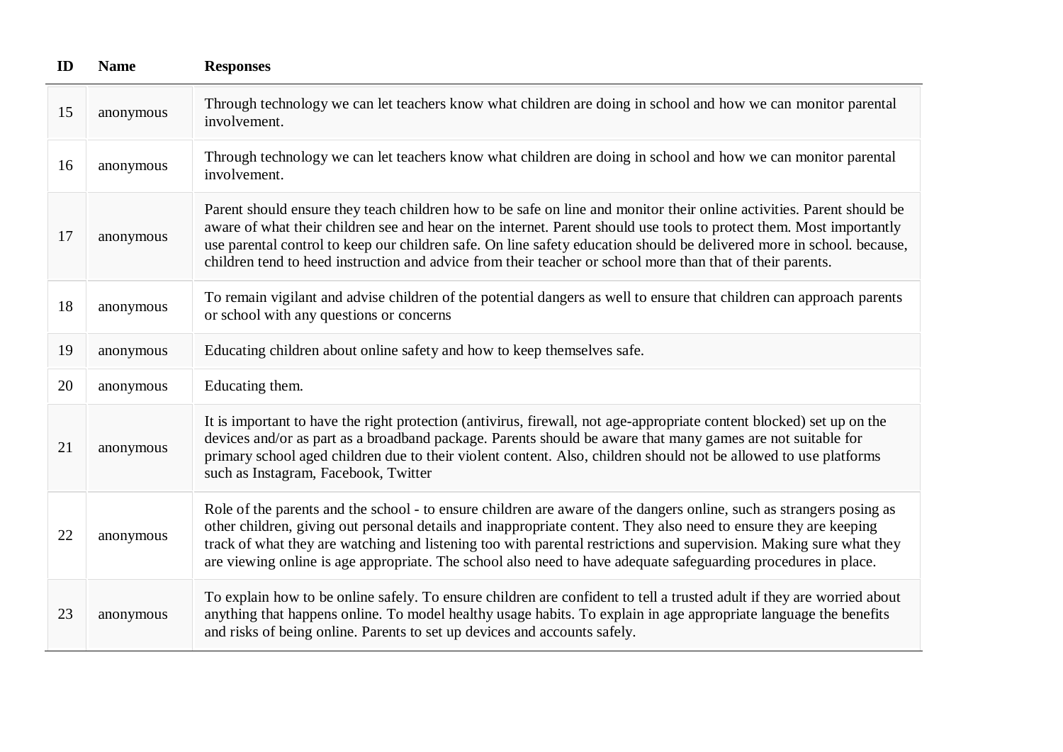| ID | Name | Responses |
|---|---|---|
| 15 | anonymous | Through technology we can let teachers know what children are doing in school and how we can monitor parental involvement. |
| 16 | anonymous | Through technology we can let teachers know what children are doing in school and how we can monitor parental involvement. |
| 17 | anonymous | Parent should ensure they teach children how to be safe on line and monitor their online activities. Parent should be aware of what their children see and hear on the internet. Parent should use tools to protect them. Most importantly use parental control to keep our children safe. On line safety education should be delivered more in school. because, children tend to heed instruction and advice from their teacher or school more than that of their parents. |
| 18 | anonymous | To remain vigilant and advise children of the potential dangers as well to ensure that children can approach parents or school with any questions or concerns |
| 19 | anonymous | Educating children about online safety and how to keep themselves safe. |
| 20 | anonymous | Educating them. |
| 21 | anonymous | It is important to have the right protection (antivirus, firewall, not age-appropriate content blocked) set up on the devices and/or as part as a broadband package. Parents should be aware that many games are not suitable for primary school aged children due to their violent content. Also, children should not be allowed to use platforms such as Instagram, Facebook, Twitter |
| 22 | anonymous | Role of the parents and the school - to ensure children are aware of the dangers online, such as strangers posing as other children, giving out personal details and inappropriate content. They also need to ensure they are keeping track of what they are watching and listening too with parental restrictions and supervision. Making sure what they are viewing online is age appropriate. The school also need to have adequate safeguarding procedures in place. |
| 23 | anonymous | To explain how to be online safely. To ensure children are confident to tell a trusted adult if they are worried about anything that happens online. To model healthy usage habits. To explain in age appropriate language the benefits and risks of being online. Parents to set up devices and accounts safely. |